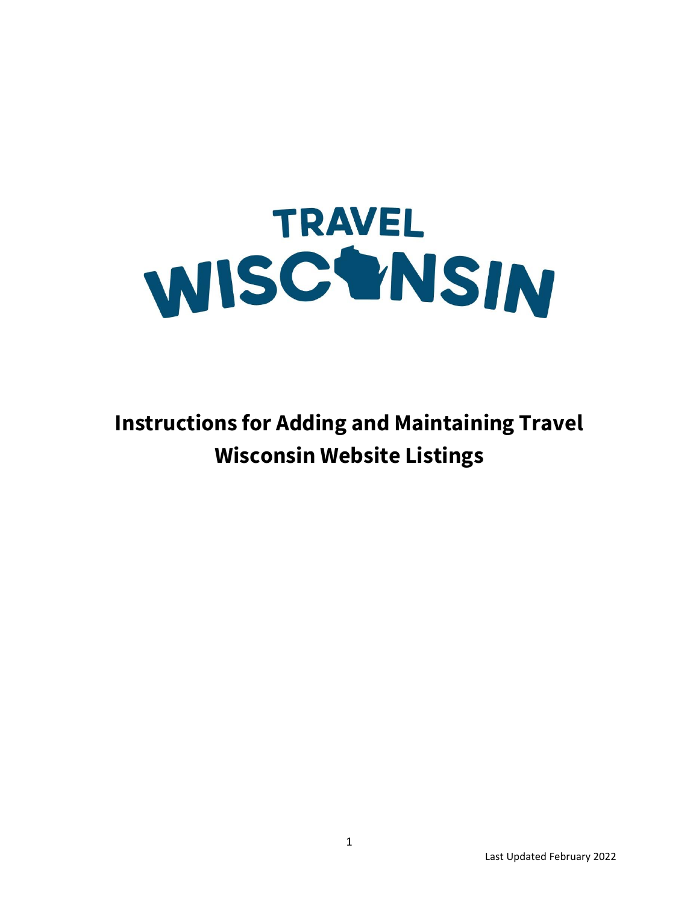TRAVEL WISCONSIN

# Instructions for Adding and Maintaining Travel Wisconsin Website Listings

Last Updated February 2022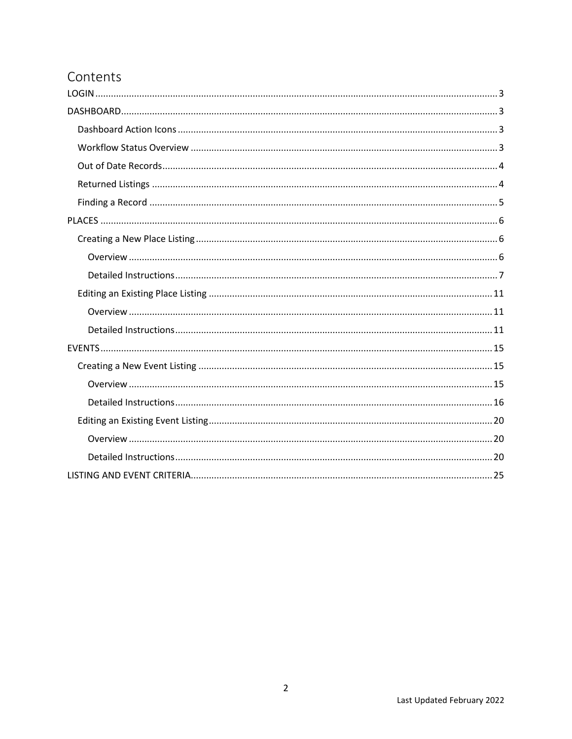# Contents

- LOGIN ..... 3
- DASHBOARD ..... 3
  - Dashboard Action Icons ..... 3
  - Workflow Status Overview ..... 3
  - Out of Date Records ..... 4
  - Returned Listings ..... 4
  - Finding a Record ..... 5
- PLACES ..... 6
  - Creating a New Place Listing ..... 6
    - Overview ..... 6
    - Detailed Instructions ..... 7
  - Editing an Existing Place Listing ..... 11
    - Overview ..... 11
    - Detailed Instructions ..... 11
- EVENTS ..... 15
  - Creating a New Event Listing ..... 15
    - Overview ..... 15
    - Detailed Instructions ..... 16
  - Editing an Existing Event Listing ..... 20
    - Overview ..... 20
    - Detailed Instructions ..... 20
- LISTING AND EVENT CRITERIA ..... 25

Last Updated February 2022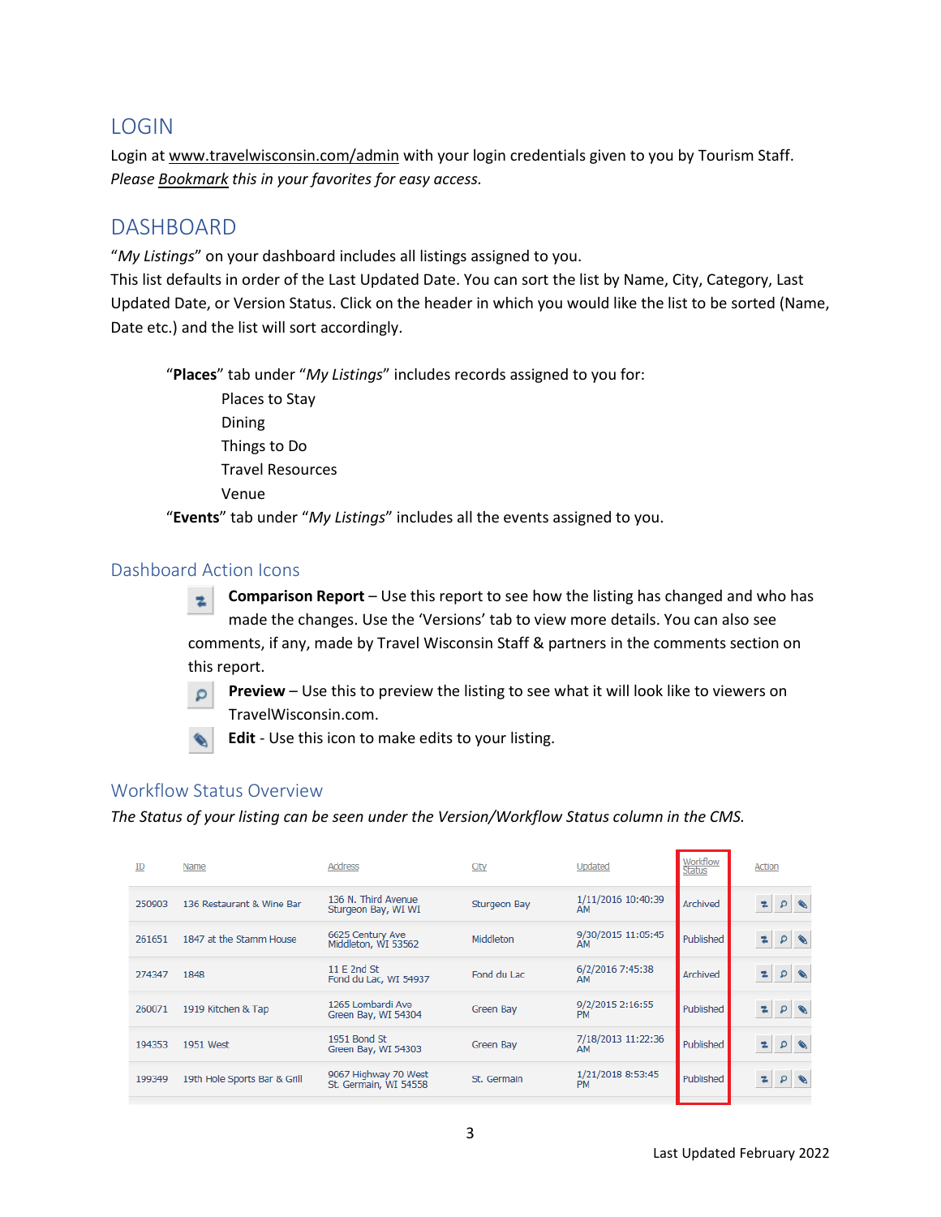## LOGIN

Login at www.travelwisconsin.com/admin with your login credentials given to you by Tourism Staff. *Please Bookmark this in your favorites for easy access.*

## DASHBOARD

"*My Listings*" on your dashboard includes all listings assigned to you.
This list defaults in order of the Last Updated Date. You can sort the list by Name, City, Category, Last Updated Date, or Version Status. Click on the header in which you would like the list to be sorted (Name, Date etc.) and the list will sort accordingly.

"**Places**" tab under "*My Listings*" includes records assigned to you for:

- Places to Stay
- Dining
- Things to Do
- Travel Resources
- Venue

"**Events**" tab under "*My Listings*" includes all the events assigned to you.

### Dashboard Action Icons

**Comparison Report** – Use this report to see how the listing has changed and who has made the changes. Use the 'Versions' tab to view more details. You can also see comments, if any, made by Travel Wisconsin Staff & partners in the comments section on this report.

**Preview** – Use this to preview the listing to see what it will look like to viewers on TravelWisconsin.com.

**Edit** - Use this icon to make edits to your listing.

### Workflow Status Overview

*The Status of your listing can be seen under the Version/Workflow Status column in the CMS.*

| ID | Name | Address | City | Updated | Workflow Status | Action |
|---|---|---|---|---|---|---|
| 250903 | 136 Restaurant & Wine Bar | 136 N. Third Avenue Sturgeon Bay, WI WI | Sturgeon Bay | 1/11/2016 10:40:39 AM | Archived | |
| 261651 | 1847 at the Stamm House | 6625 Century Ave Middleton, WI 53562 | Middleton | 9/30/2015 11:05:45 AM | Published | |
| 274347 | 1848 | 11 E 2nd St Fond du Lac, WI 54937 | Fond du Lac | 6/2/2016 7:45:38 AM | Archived | |
| 260071 | 1919 Kitchen & Tap | 1265 Lombardi Ave Green Bay, WI 54304 | Green Bay | 9/2/2015 2:16:55 PM | Published | |
| 194353 | 1951 West | 1951 Bond St Green Bay, WI 54303 | Green Bay | 7/18/2013 11:22:36 AM | Published | |
| 199349 | 19th Hole Sports Bar & Grill | 9067 Highway 70 West St. Germain, WI 54558 | St. Germain | 1/21/2018 8:53:45 PM | Published | |

Last Updated February 2022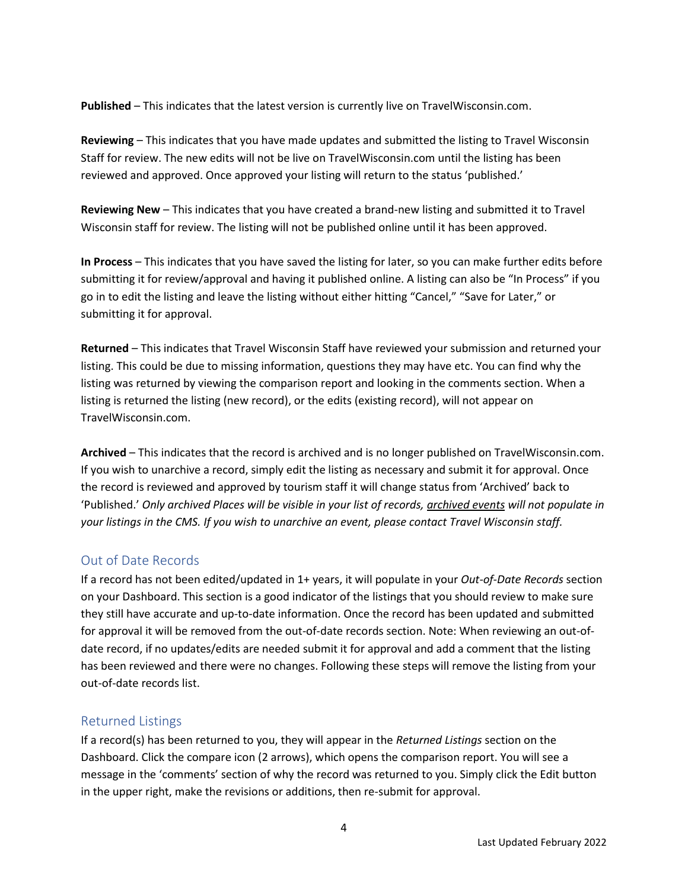**Published** – This indicates that the latest version is currently live on TravelWisconsin.com.

**Reviewing** – This indicates that you have made updates and submitted the listing to Travel Wisconsin Staff for review. The new edits will not be live on TravelWisconsin.com until the listing has been reviewed and approved. Once approved your listing will return to the status 'published.'

**Reviewing New** – This indicates that you have created a brand-new listing and submitted it to Travel Wisconsin staff for review. The listing will not be published online until it has been approved.

**In Process** – This indicates that you have saved the listing for later, so you can make further edits before submitting it for review/approval and having it published online. A listing can also be "In Process" if you go in to edit the listing and leave the listing without either hitting "Cancel," "Save for Later," or submitting it for approval.

**Returned** – This indicates that Travel Wisconsin Staff have reviewed your submission and returned your listing. This could be due to missing information, questions they may have etc. You can find why the listing was returned by viewing the comparison report and looking in the comments section. When a listing is returned the listing (new record), or the edits (existing record), will not appear on TravelWisconsin.com.

**Archived** – This indicates that the record is archived and is no longer published on TravelWisconsin.com. If you wish to unarchive a record, simply edit the listing as necessary and submit it for approval. Once the record is reviewed and approved by tourism staff it will change status from 'Archived' back to 'Published.' *Only archived Places will be visible in your list of records, archived events will not populate in your listings in the CMS. If you wish to unarchive an event, please contact Travel Wisconsin staff.*

## Out of Date Records

If a record has not been edited/updated in 1+ years, it will populate in your *Out-of-Date Records* section on your Dashboard. This section is a good indicator of the listings that you should review to make sure they still have accurate and up-to-date information. Once the record has been updated and submitted for approval it will be removed from the out-of-date records section. Note: When reviewing an out-of-date record, if no updates/edits are needed submit it for approval and add a comment that the listing has been reviewed and there were no changes. Following these steps will remove the listing from your out-of-date records list.

## Returned Listings

If a record(s) has been returned to you, they will appear in the *Returned Listings* section on the Dashboard. Click the compare icon (2 arrows), which opens the comparison report. You will see a message in the 'comments' section of why the record was returned to you. Simply click the Edit button in the upper right, make the revisions or additions, then re-submit for approval.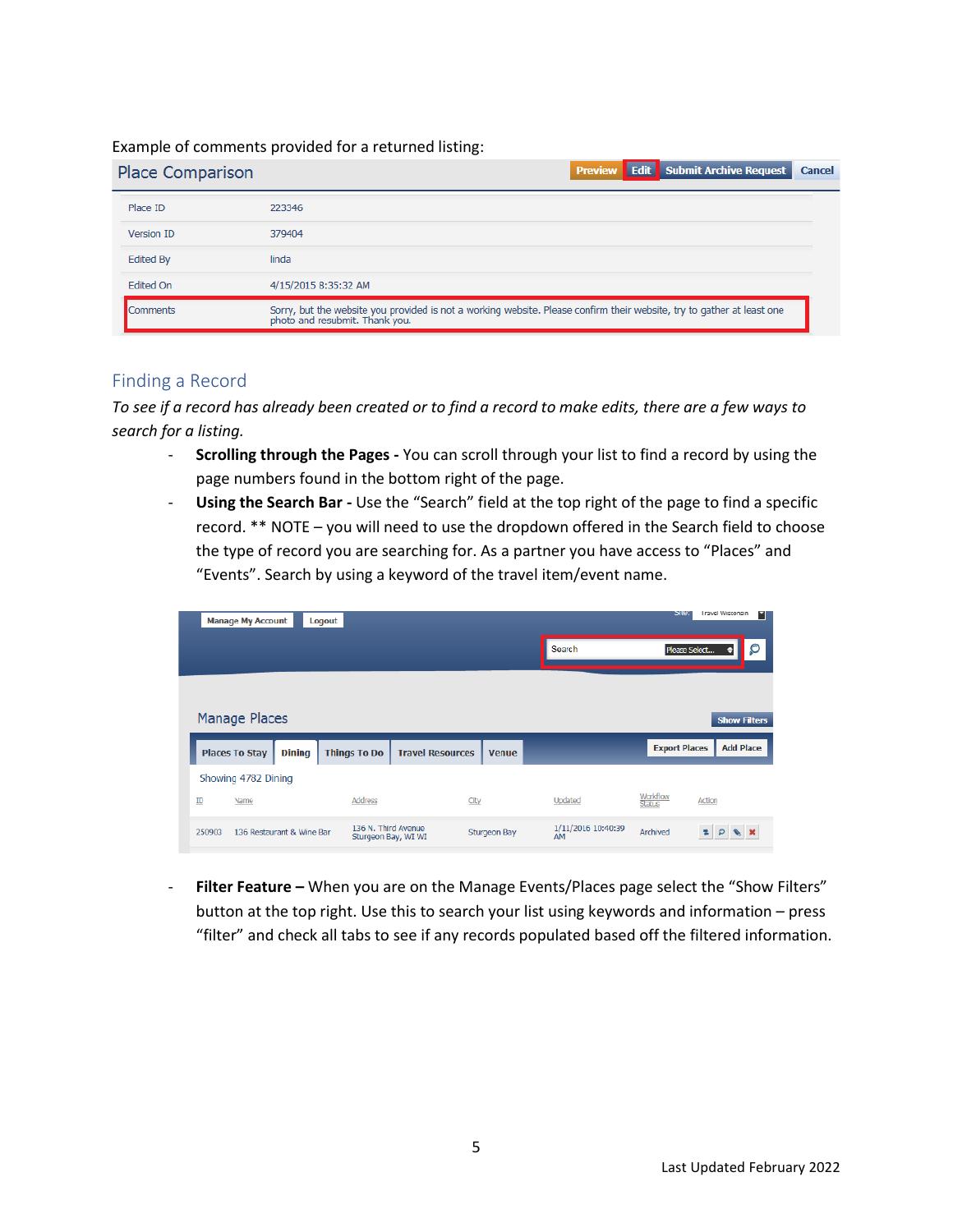Example of comments provided for a returned listing:

| Place Comparison | |
|---|---|
| Place ID | 223346 |
| Version ID | 379404 |
| Edited By | linda |
| Edited On | 4/15/2015 8:35:32 AM |
| Comments | Sorry, but the website you provided is not a working website. Please confirm their website, try to gather at least one photo and resubmit. Thank you. |

## Finding a Record

*To see if a record has already been created or to find a record to make edits, there are a few ways to search for a listing.*

- **Scrolling through the Pages -** You can scroll through your list to find a record by using the page numbers found in the bottom right of the page.
- **Using the Search Bar -** Use the "Search" field at the top right of the page to find a specific record. ** NOTE – you will need to use the dropdown offered in the Search field to choose the type of record you are searching for. As a partner you have access to "Places" and "Events". Search by using a keyword of the travel item/event name.

- **Filter Feature –** When you are on the Manage Events/Places page select the "Show Filters" button at the top right. Use this to search your list using keywords and information – press "filter" and check all tabs to see if any records populated based off the filtered information.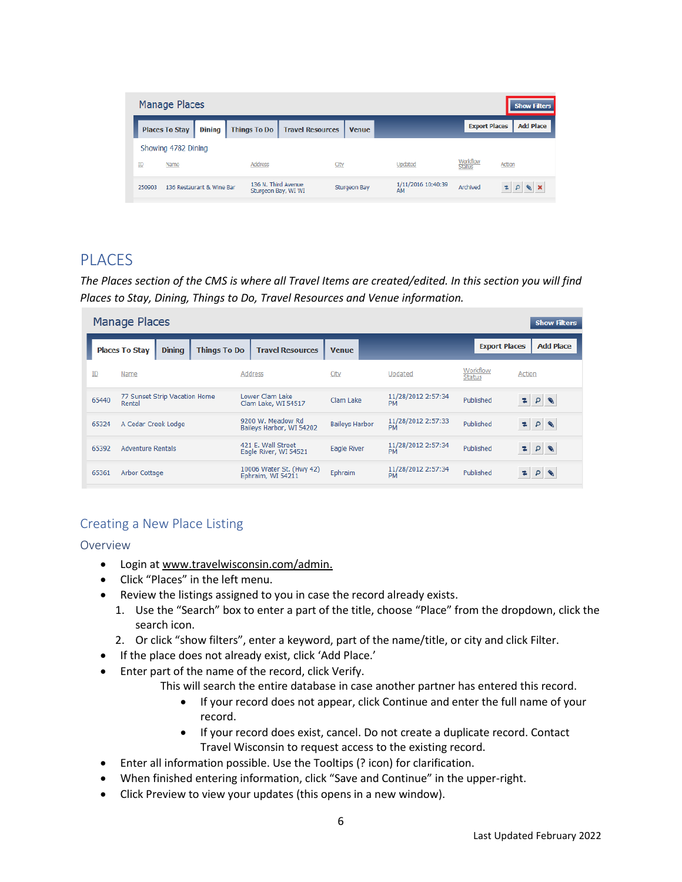## Manage Places

**Show Filters**

| Places To Stay | Dining | Things To Do | Travel Resources | Venue | | Export Places | Add Place |
|---|---|---|---|---|---|---|---|

Showing 4782 Dining

| ID | Name | Address | City | Updated | Workflow Status | Action |
|---|---|---|---|---|---|---|
| 250903 | 136 Restaurant & Wine Bar | 136 N. Third Avenue Sturgeon Bay, WI WI | Sturgeon Bay | 1/11/2016 10:40:39 AM | Archived | |

# PLACES

*The Places section of the CMS is where all Travel Items are created/edited. In this section you will find Places to Stay, Dining, Things to Do, Travel Resources and Venue information.*

## Manage Places

**Show Filters**

| Places To Stay | Dining | Things To Do | Travel Resources | Venue | | Export Places | Add Place |
|---|---|---|---|---|---|---|---|

| ID | Name | Address | City | Updated | Workflow Status | Action |
|---|---|---|---|---|---|---|
| 65440 | 77 Sunset Strip Vacation Home Rental | Lower Clam Lake Clam Lake, WI 54517 | Clam Lake | 11/28/2012 2:57:34 PM | Published | |
| 65324 | A Cedar Creek Lodge | 9200 W. Meadow Rd Baileys Harbor, WI 54202 | Baileys Harbor | 11/28/2012 2:57:33 PM | Published | |
| 65392 | Adventure Rentals | 421 E. Wall Street Eagle River, WI 54521 | Eagle River | 11/28/2012 2:57:34 PM | Published | |
| 65361 | Arbor Cottage | 10006 Water St. (Hwy 42) Ephraim, WI 54211 | Ephraim | 11/28/2012 2:57:34 PM | Published | |

## Creating a New Place Listing

### Overview

- Login at www.travelwisconsin.com/admin.
- Click “Places” in the left menu.
- Review the listings assigned to you in case the record already exists.
  1. Use the “Search” box to enter a part of the title, choose “Place” from the dropdown, click the search icon.
  2. Or click “show filters”, enter a keyword, part of the name/title, or city and click Filter.
- If the place does not already exist, click ‘Add Place.’
- Enter part of the name of the record, click Verify.

  This will search the entire database in case another partner has entered this record.
  - If your record does not appear, click Continue and enter the full name of your record.
  - If your record does exist, cancel. Do not create a duplicate record. Contact Travel Wisconsin to request access to the existing record.
- Enter all information possible. Use the Tooltips (? icon) for clarification.
- When finished entering information, click “Save and Continue” in the upper-right.
- Click Preview to view your updates (this opens in a new window).

Last Updated February 2022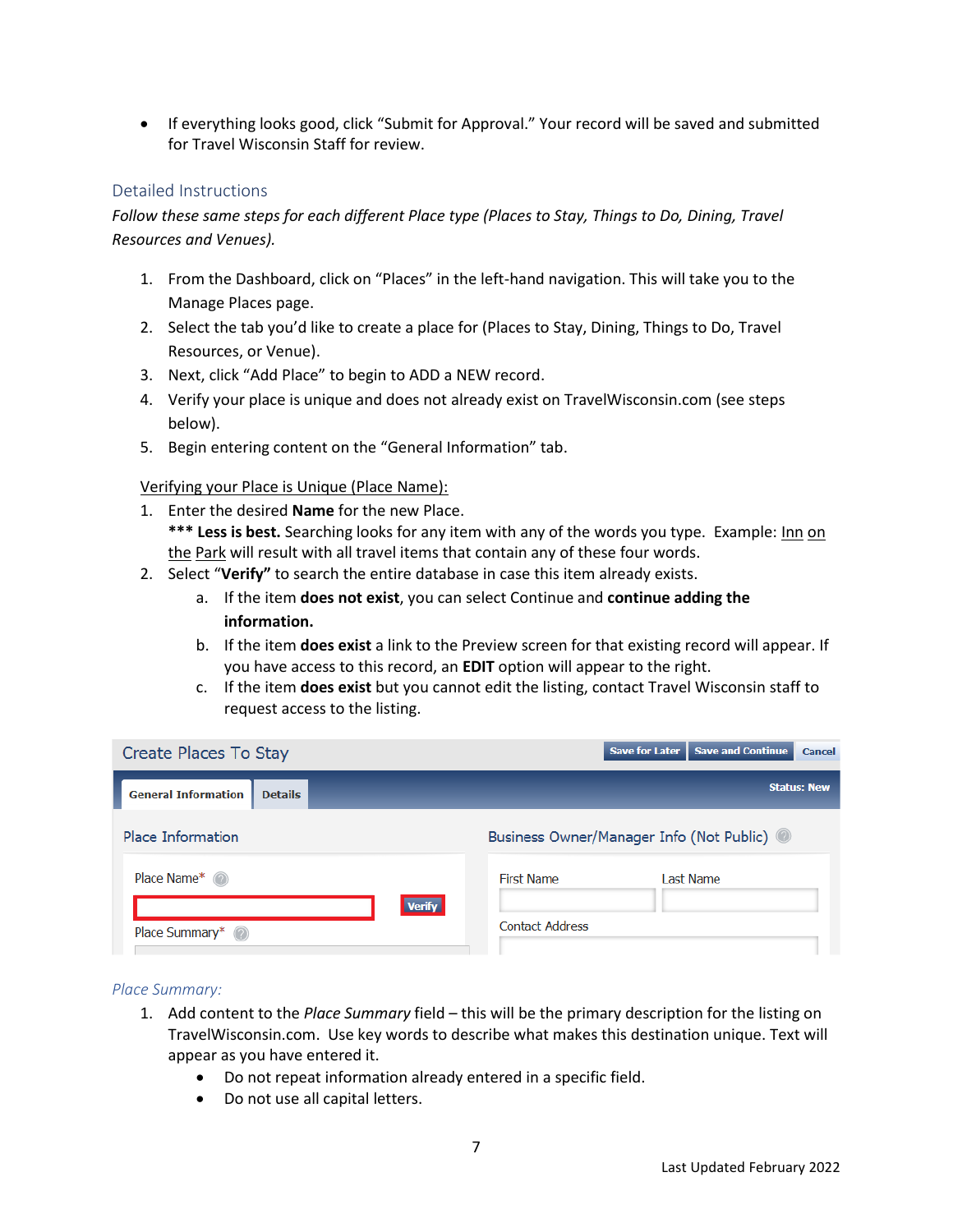- If everything looks good, click “Submit for Approval.” Your record will be saved and submitted for Travel Wisconsin Staff for review.

## Detailed Instructions

*Follow these same steps for each different Place type (Places to Stay, Things to Do, Dining, Travel Resources and Venues).*

1. From the Dashboard, click on “Places” in the left-hand navigation. This will take you to the Manage Places page.
2. Select the tab you’d like to create a place for (Places to Stay, Dining, Things to Do, Travel Resources, or Venue).
3. Next, click “Add Place” to begin to ADD a NEW record.
4. Verify your place is unique and does not already exist on TravelWisconsin.com (see steps below).
5. Begin entering content on the “General Information” tab.

<u>Verifying your Place is Unique (Place Name):</u>

1. Enter the desired **Name** for the new Place.
   **\*\*\* Less is best.** Searching looks for any item with any of the words you type. Example: <u>Inn</u> <u>on</u> <u>the</u> <u>Park</u> will result with all travel items that contain any of these four words.
2. Select “**Verify”** to search the entire database in case this item already exists.
   a. If the item **does not exist**, you can select Continue and **continue adding the information.**
   b. If the item **does exist** a link to the Preview screen for that existing record will appear. If you have access to this record, an **EDIT** option will appear to the right.
   c. If the item **does exist** but you cannot edit the listing, contact Travel Wisconsin staff to request access to the listing.

Create Places To Stay | Save for Later | Save and Continue | Cancel

General Information | Details | Status: New

Place Information

Place Name* [ ] Verify

Place Summary*

Business Owner/Manager Info (Not Public)

First Name | Last Name

Contact Address

*Place Summary:*

1. Add content to the *Place Summary* field – this will be the primary description for the listing on TravelWisconsin.com. Use key words to describe what makes this destination unique. Text will appear as you have entered it.
   - Do not repeat information already entered in a specific field.
   - Do not use all capital letters.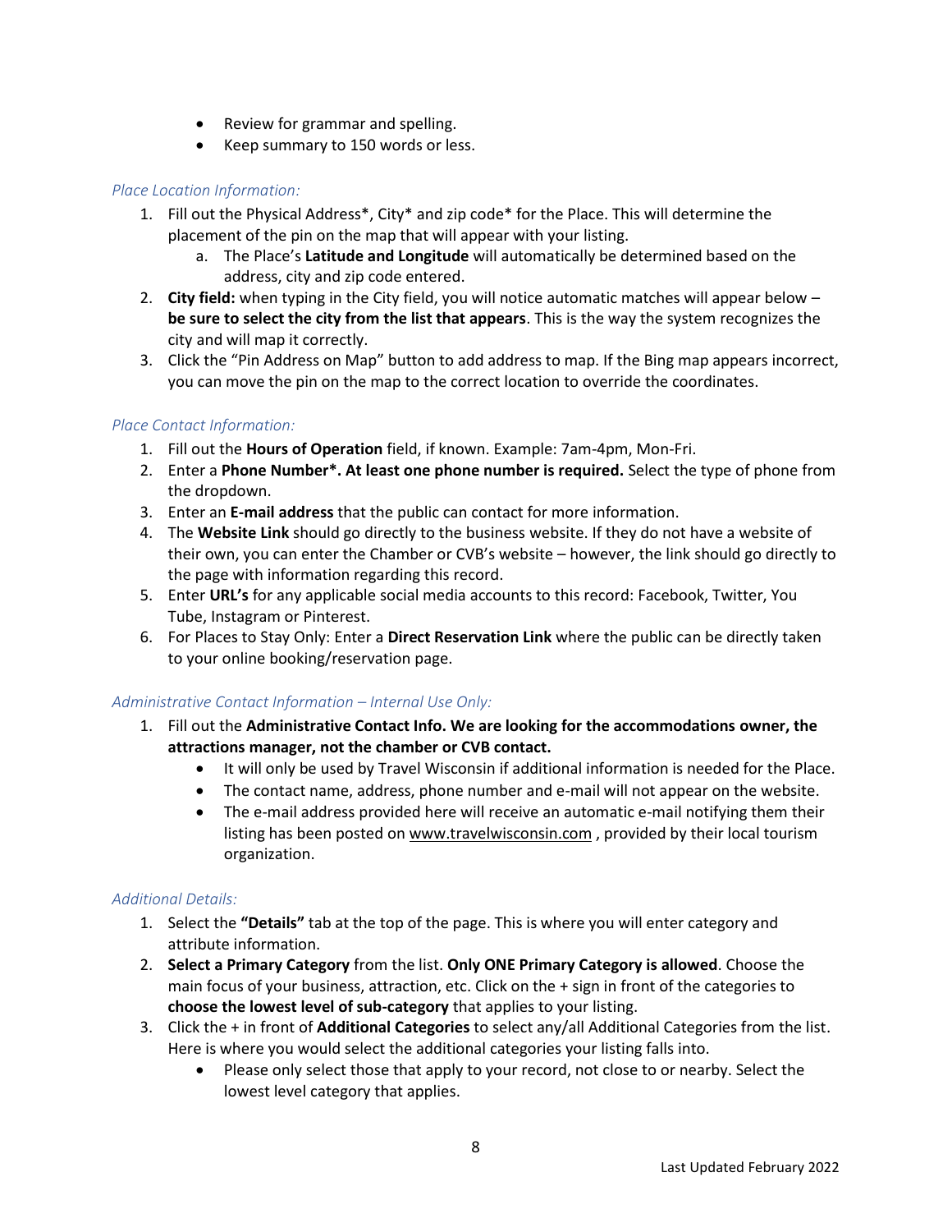- Review for grammar and spelling.
- Keep summary to 150 words or less.

*Place Location Information:*

1. Fill out the Physical Address*, City* and zip code* for the Place. This will determine the placement of the pin on the map that will appear with your listing.
    a. The Place's **Latitude and Longitude** will automatically be determined based on the address, city and zip code entered.
2. **City field:** when typing in the City field, you will notice automatic matches will appear below – **be sure to select the city from the list that appears**. This is the way the system recognizes the city and will map it correctly.
3. Click the "Pin Address on Map" button to add address to map. If the Bing map appears incorrect, you can move the pin on the map to the correct location to override the coordinates.

*Place Contact Information:*

1. Fill out the **Hours of Operation** field, if known. Example: 7am-4pm, Mon-Fri.
2. Enter a **Phone Number*. At least one phone number is required.** Select the type of phone from the dropdown.
3. Enter an **E-mail address** that the public can contact for more information.
4. The **Website Link** should go directly to the business website. If they do not have a website of their own, you can enter the Chamber or CVB's website – however, the link should go directly to the page with information regarding this record.
5. Enter **URL's** for any applicable social media accounts to this record: Facebook, Twitter, You Tube, Instagram or Pinterest.
6. For Places to Stay Only: Enter a **Direct Reservation Link** where the public can be directly taken to your online booking/reservation page.

*Administrative Contact Information – Internal Use Only:*

1. Fill out the **Administrative Contact Info. We are looking for the accommodations owner, the attractions manager, not the chamber or CVB contact.**
    - It will only be used by Travel Wisconsin if additional information is needed for the Place.
    - The contact name, address, phone number and e-mail will not appear on the website.
    - The e-mail address provided here will receive an automatic e-mail notifying them their listing has been posted on www.travelwisconsin.com , provided by their local tourism organization.

*Additional Details:*

1. Select the **"Details"** tab at the top of the page. This is where you will enter category and attribute information.
2. **Select a Primary Category** from the list. **Only ONE Primary Category is allowed**. Choose the main focus of your business, attraction, etc. Click on the + sign in front of the categories to **choose the lowest level of sub-category** that applies to your listing.
3. Click the + in front of **Additional Categories** to select any/all Additional Categories from the list. Here is where you would select the additional categories your listing falls into.
    - Please only select those that apply to your record, not close to or nearby. Select the lowest level category that applies.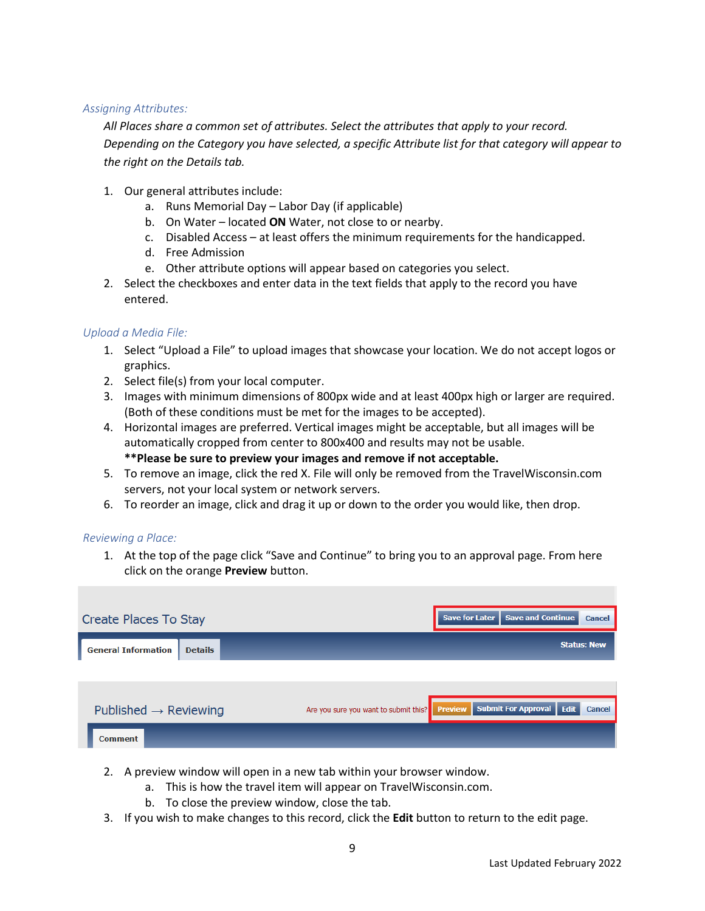*Assigning Attributes:*

*All Places share a common set of attributes. Select the attributes that apply to your record. Depending on the Category you have selected, a specific Attribute list for that category will appear to the right on the Details tab.*

1. Our general attributes include:
   a. Runs Memorial Day – Labor Day (if applicable)
   b. On Water – located **ON** Water, not close to or nearby.
   c. Disabled Access – at least offers the minimum requirements for the handicapped.
   d. Free Admission
   e. Other attribute options will appear based on categories you select.
2. Select the checkboxes and enter data in the text fields that apply to the record you have entered.

*Upload a Media File:*

1. Select "Upload a File" to upload images that showcase your location. We do not accept logos or graphics.
2. Select file(s) from your local computer.
3. Images with minimum dimensions of 800px wide and at least 400px high or larger are required. (Both of these conditions must be met for the images to be accepted).
4. Horizontal images are preferred. Vertical images might be acceptable, but all images will be automatically cropped from center to 800x400 and results may not be usable.
   **\*\*Please be sure to preview your images and remove if not acceptable.**
5. To remove an image, click the red X. File will only be removed from the TravelWisconsin.com servers, not your local system or network servers.
6. To reorder an image, click and drag it up or down to the order you would like, then drop.

*Reviewing a Place:*

1. At the top of the page click "Save and Continue" to bring you to an approval page. From here click on the orange **Preview** button.

Create Places To Stay | Save for Later | Save and Continue | Cancel
General Information | Details | Status: New

Published → Reviewing | Are you sure you want to submit this? | Preview | Submit For Approval | Edit | Cancel
Comment

2. A preview window will open in a new tab within your browser window.
   a. This is how the travel item will appear on TravelWisconsin.com.
   b. To close the preview window, close the tab.
3. If you wish to make changes to this record, click the **Edit** button to return to the edit page.

Last Updated February 2022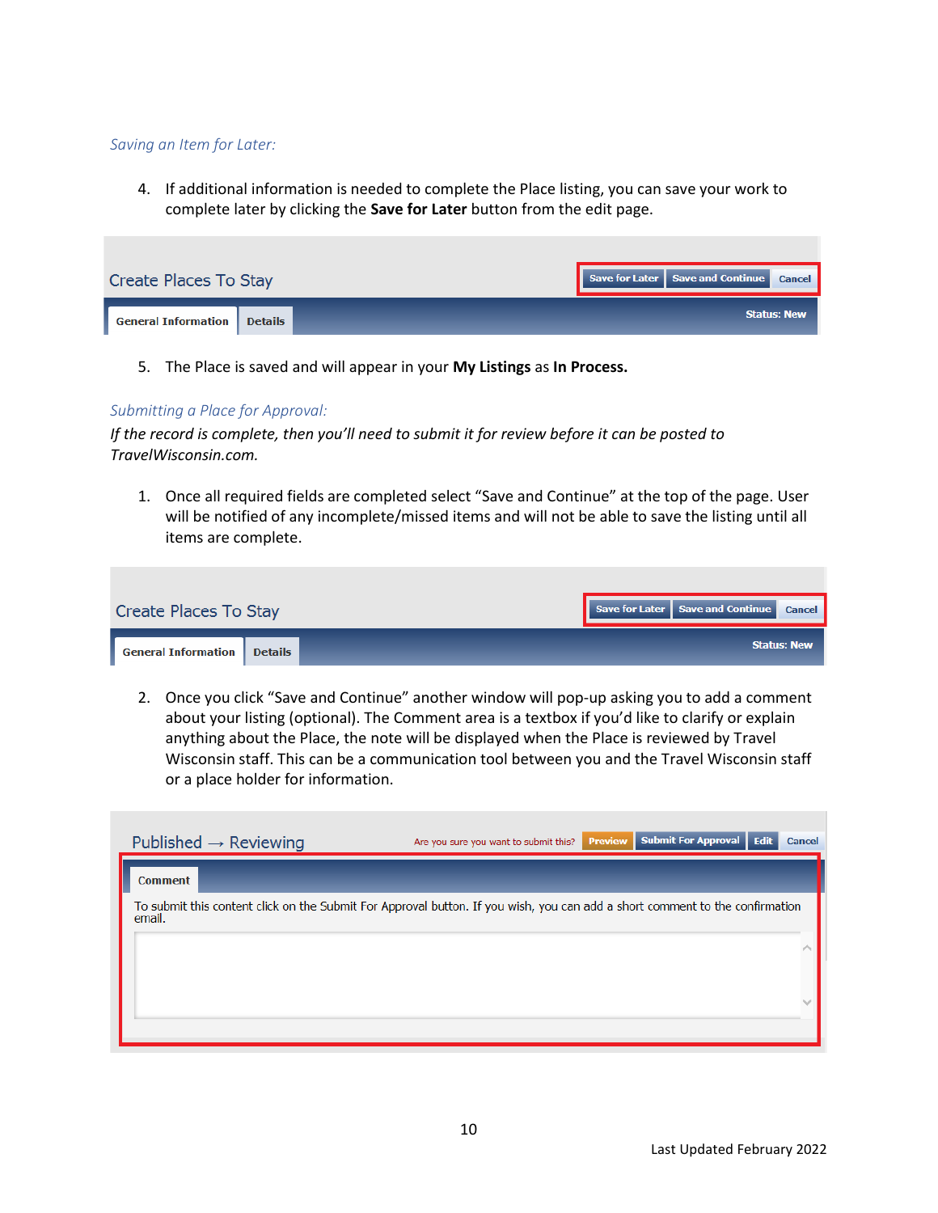*Saving an Item for Later:*

4. If additional information is needed to complete the Place listing, you can save your work to complete later by clicking the **Save for Later** button from the edit page.

5. The Place is saved and will appear in your **My Listings** as **In Process.**

*Submitting a Place for Approval:*

*If the record is complete, then you'll need to submit it for review before it can be posted to TravelWisconsin.com.*

1. Once all required fields are completed select "Save and Continue" at the top of the page. User will be notified of any incomplete/missed items and will not be able to save the listing until all items are complete.

2. Once you click "Save and Continue" another window will pop-up asking you to add a comment about your listing (optional). The Comment area is a textbox if you'd like to clarify or explain anything about the Place, the note will be displayed when the Place is reviewed by Travel Wisconsin staff. This can be a communication tool between you and the Travel Wisconsin staff or a place holder for information.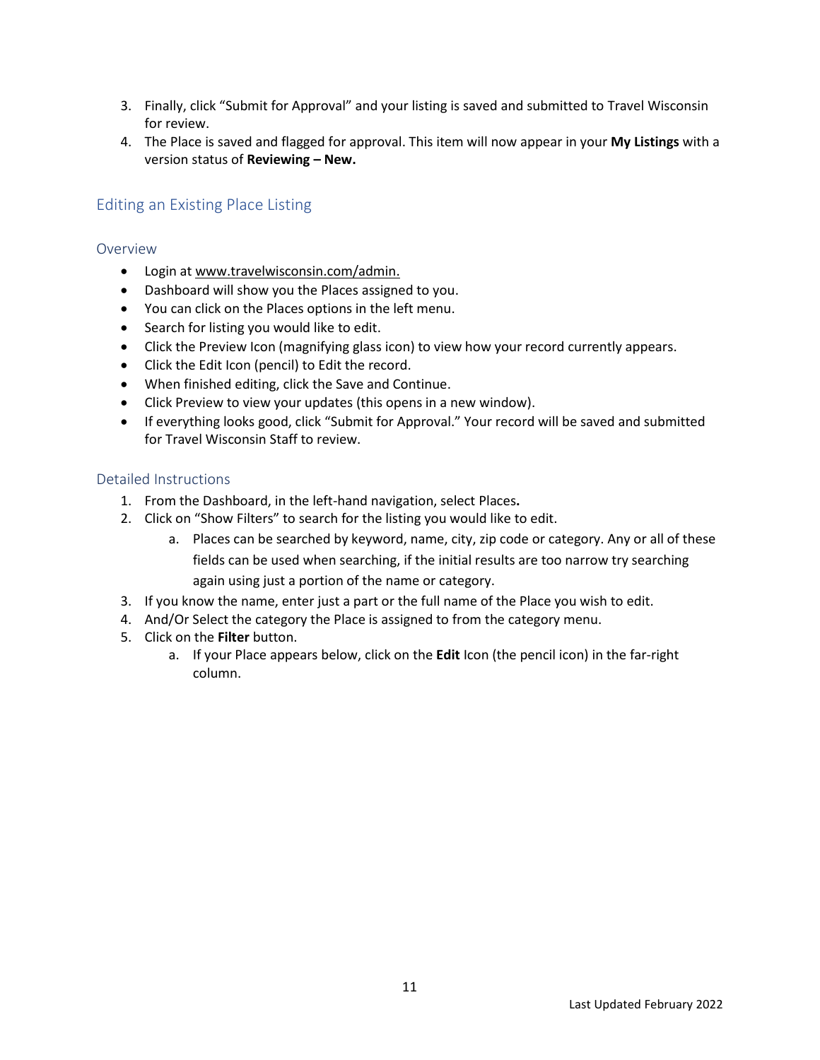3. Finally, click "Submit for Approval" and your listing is saved and submitted to Travel Wisconsin for review.
4. The Place is saved and flagged for approval. This item will now appear in your **My Listings** with a version status of **Reviewing – New.**

## Editing an Existing Place Listing

### Overview

- Login at www.travelwisconsin.com/admin.
- Dashboard will show you the Places assigned to you.
- You can click on the Places options in the left menu.
- Search for listing you would like to edit.
- Click the Preview Icon (magnifying glass icon) to view how your record currently appears.
- Click the Edit Icon (pencil) to Edit the record.
- When finished editing, click the Save and Continue.
- Click Preview to view your updates (this opens in a new window).
- If everything looks good, click "Submit for Approval." Your record will be saved and submitted for Travel Wisconsin Staff to review.

### Detailed Instructions

1. From the Dashboard, in the left-hand navigation, select Places**.**
2. Click on "Show Filters" to search for the listing you would like to edit.
   a. Places can be searched by keyword, name, city, zip code or category. Any or all of these fields can be used when searching, if the initial results are too narrow try searching again using just a portion of the name or category.
3. If you know the name, enter just a part or the full name of the Place you wish to edit.
4. And/Or Select the category the Place is assigned to from the category menu.
5. Click on the **Filter** button.
   a. If your Place appears below, click on the **Edit** Icon (the pencil icon) in the far-right column.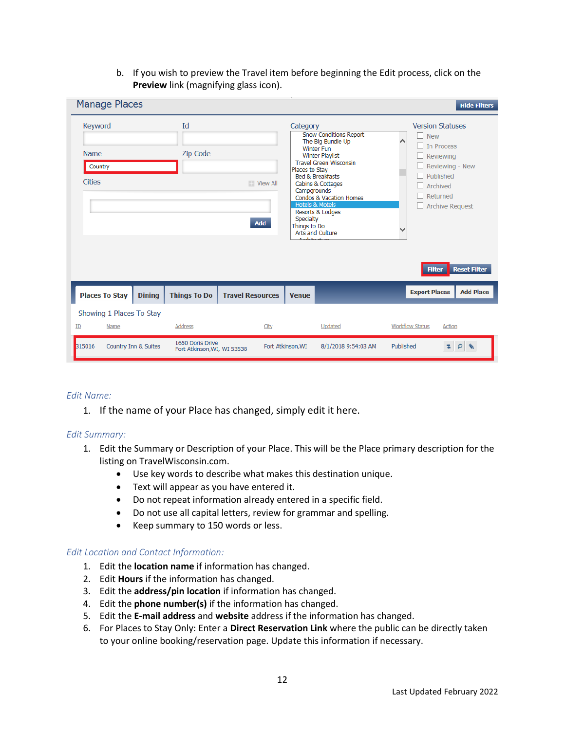b. If you wish to preview the Travel item before beginning the Edit process, click on the **Preview** link (magnifying glass icon).

*Edit Name:*

1. If the name of your Place has changed, simply edit it here.

*Edit Summary:*

1. Edit the Summary or Description of your Place. This will be the Place primary description for the listing on TravelWisconsin.com.
   - Use key words to describe what makes this destination unique.
   - Text will appear as you have entered it.
   - Do not repeat information already entered in a specific field.
   - Do not use all capital letters, review for grammar and spelling.
   - Keep summary to 150 words or less.

*Edit Location and Contact Information:*

1. Edit the **location name** if information has changed.
2. Edit **Hours** if the information has changed.
3. Edit the **address/pin location** if information has changed.
4. Edit the **phone number(s)** if the information has changed.
5. Edit the **E-mail address** and **website** address if the information has changed.
6. For Places to Stay Only: Enter a **Direct Reservation Link** where the public can be directly taken to your online booking/reservation page. Update this information if necessary.

Last Updated February 2022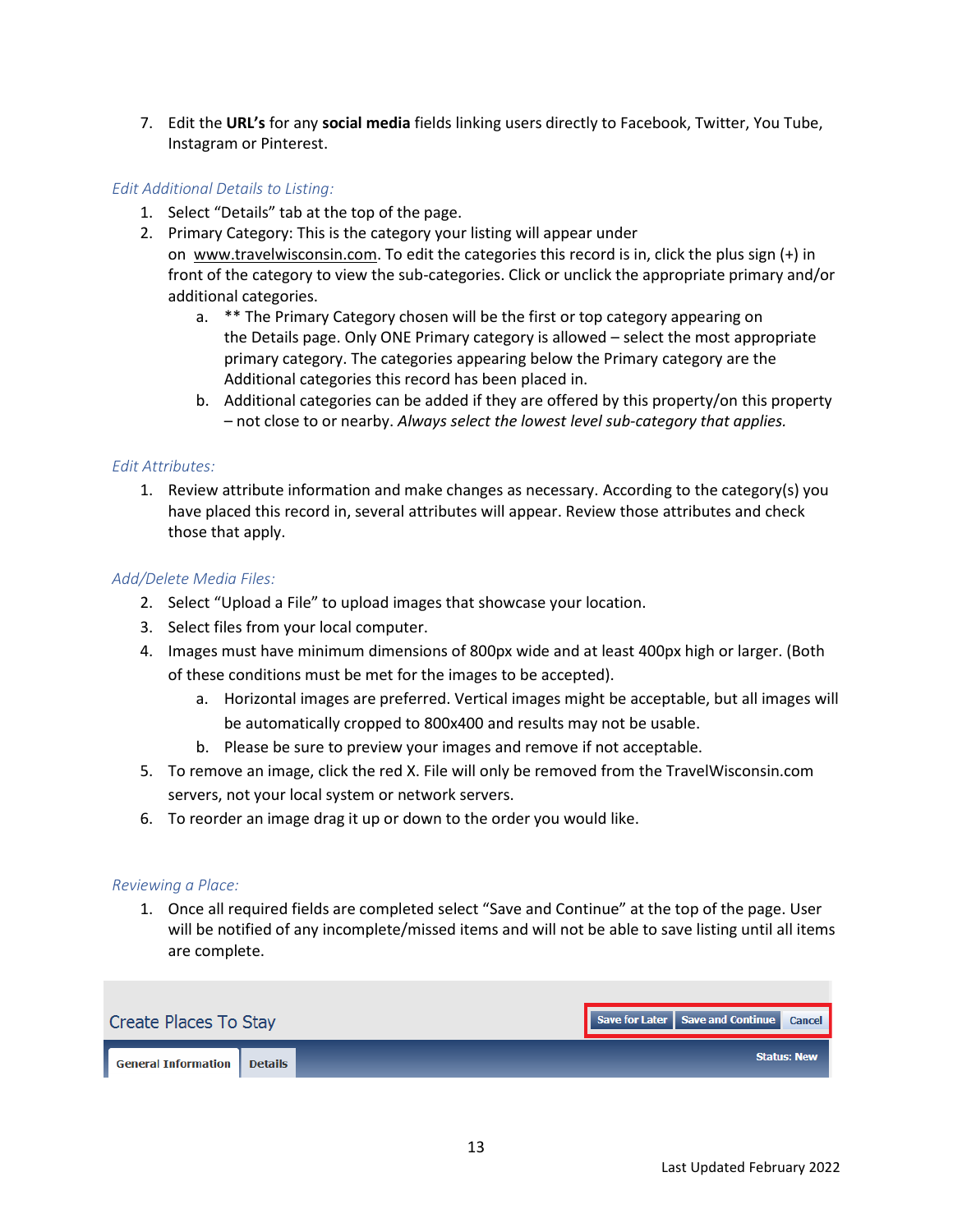7. Edit the **URL's** for any **social media** fields linking users directly to Facebook, Twitter, You Tube, Instagram or Pinterest.

*Edit Additional Details to Listing:*

1. Select "Details" tab at the top of the page.
2. Primary Category: This is the category your listing will appear under on www.travelwisconsin.com. To edit the categories this record is in, click the plus sign (+) in front of the category to view the sub-categories. Click or unclick the appropriate primary and/or additional categories.
    a. ** The Primary Category chosen will be the first or top category appearing on the Details page. Only ONE Primary category is allowed – select the most appropriate primary category. The categories appearing below the Primary category are the Additional categories this record has been placed in.
    b. Additional categories can be added if they are offered by this property/on this property – not close to or nearby. *Always select the lowest level sub-category that applies.*

*Edit Attributes:*

1. Review attribute information and make changes as necessary. According to the category(s) you have placed this record in, several attributes will appear. Review those attributes and check those that apply.

*Add/Delete Media Files:*

2. Select "Upload a File" to upload images that showcase your location.
3. Select files from your local computer.
4. Images must have minimum dimensions of 800px wide and at least 400px high or larger. (Both of these conditions must be met for the images to be accepted).
    a. Horizontal images are preferred. Vertical images might be acceptable, but all images will be automatically cropped to 800x400 and results may not be usable.
    b. Please be sure to preview your images and remove if not acceptable.
5. To remove an image, click the red X. File will only be removed from the TravelWisconsin.com servers, not your local system or network servers.
6. To reorder an image drag it up or down to the order you would like.

*Reviewing a Place:*

1. Once all required fields are completed select "Save and Continue" at the top of the page. User will be notified of any incomplete/missed items and will not be able to save listing until all items are complete.

Create Places To Stay — Save for Later | Save and Continue | Cancel

General Information | Details — Status: New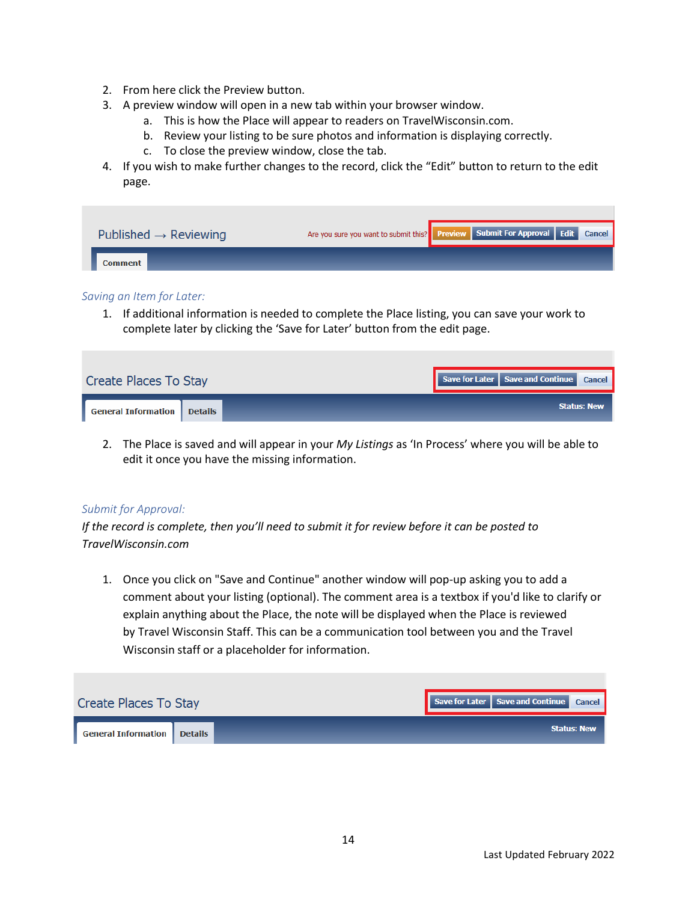2. From here click the Preview button.
3. A preview window will open in a new tab within your browser window.
    a. This is how the Place will appear to readers on TravelWisconsin.com.
    b. Review your listing to be sure photos and information is displaying correctly.
    c. To close the preview window, close the tab.
4. If you wish to make further changes to the record, click the “Edit” button to return to the edit page.

Published → Reviewing    Are you sure you want to submit this? Preview | Submit For Approval | Edit | Cancel

Comment

*Saving an Item for Later:*

1. If additional information is needed to complete the Place listing, you can save your work to complete later by clicking the ‘Save for Later’ button from the edit page.

Create Places To Stay    Save for Later | Save and Continue | Cancel

General Information | Details    Status: New

2. The Place is saved and will appear in your *My Listings* as ‘In Process’ where you will be able to edit it once you have the missing information.

*Submit for Approval:*

*If the record is complete, then you’ll need to submit it for review before it can be posted to TravelWisconsin.com*

1. Once you click on "Save and Continue" another window will pop-up asking you to add a comment about your listing (optional). The comment area is a textbox if you'd like to clarify or explain anything about the Place, the note will be displayed when the Place is reviewed by Travel Wisconsin Staff. This can be a communication tool between you and the Travel Wisconsin staff or a placeholder for information.

Create Places To Stay    Save for Later | Save and Continue | Cancel

General Information | Details    Status: New

Last Updated February 2022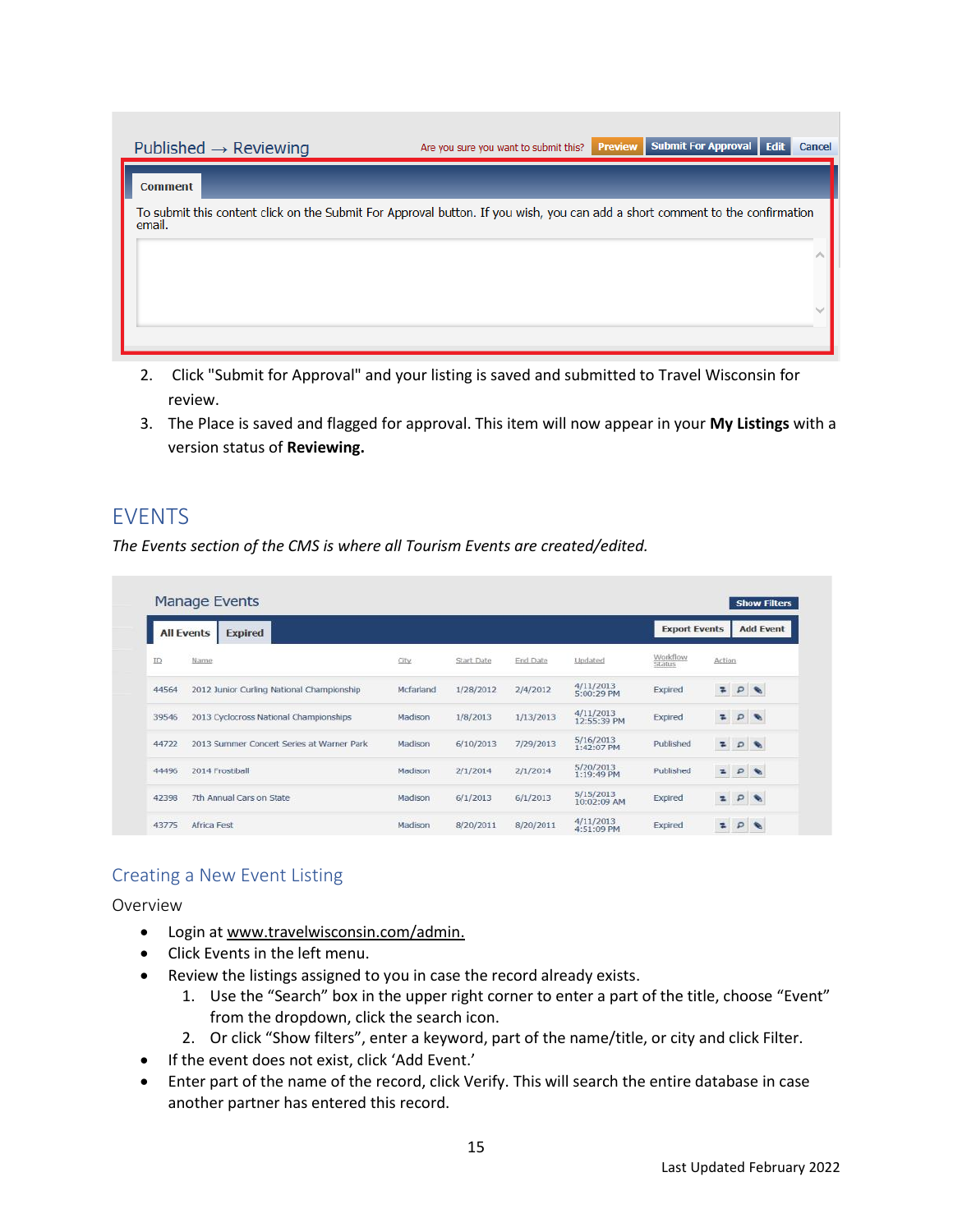2. Click "Submit for Approval" and your listing is saved and submitted to Travel Wisconsin for review.
3. The Place is saved and flagged for approval. This item will now appear in your **My Listings** with a version status of **Reviewing.**

# EVENTS

*The Events section of the CMS is where all Tourism Events are created/edited.*

## Creating a New Event Listing

Overview

- Login at www.travelwisconsin.com/admin.
- Click Events in the left menu.
- Review the listings assigned to you in case the record already exists.
    1. Use the "Search" box in the upper right corner to enter a part of the title, choose "Event" from the dropdown, click the search icon.
    2. Or click "Show filters", enter a keyword, part of the name/title, or city and click Filter.
- If the event does not exist, click 'Add Event.'
- Enter part of the name of the record, click Verify. This will search the entire database in case another partner has entered this record.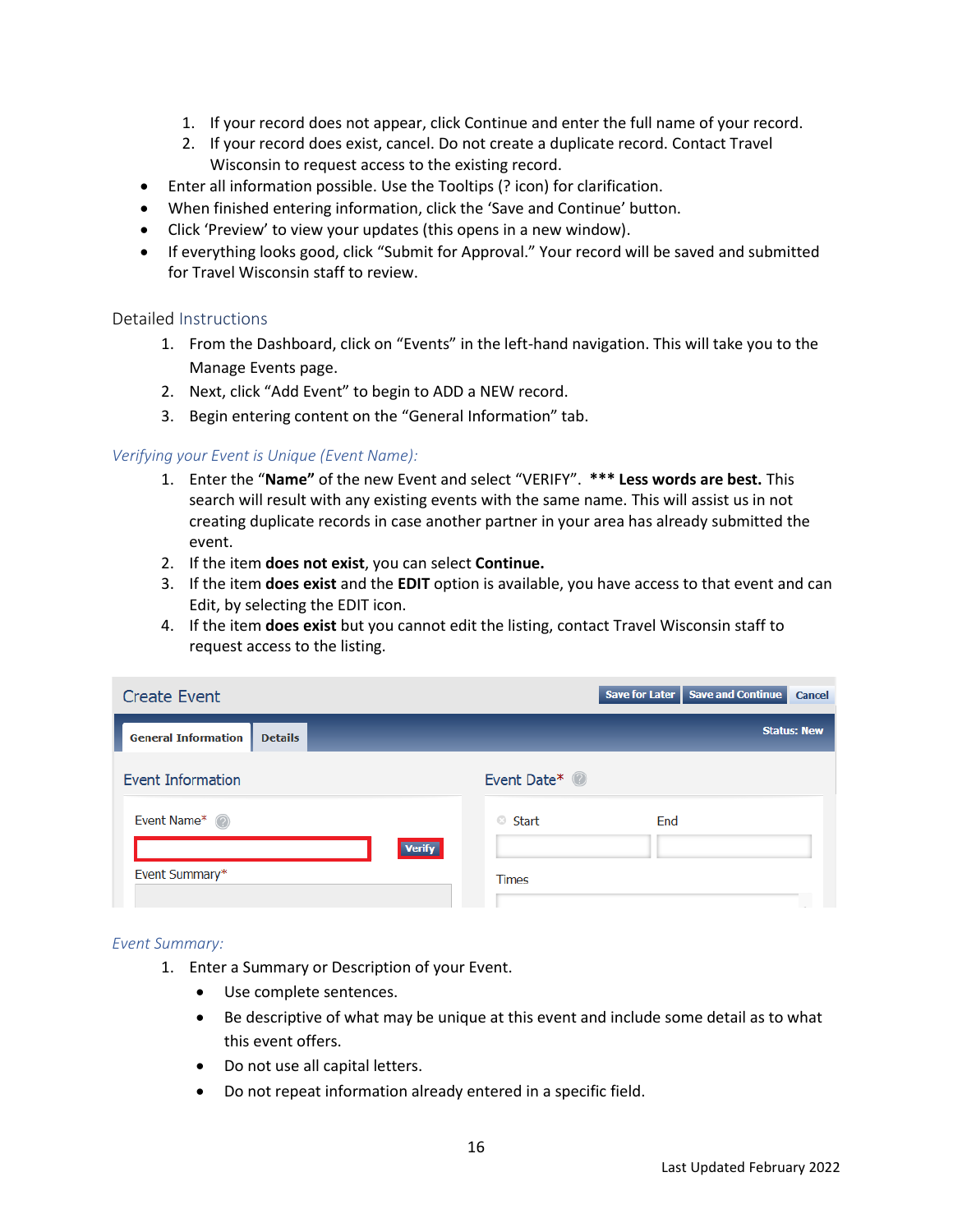1. If your record does not appear, click Continue and enter the full name of your record.
2. If your record does exist, cancel. Do not create a duplicate record. Contact Travel Wisconsin to request access to the existing record.

- Enter all information possible. Use the Tooltips (? icon) for clarification.
- When finished entering information, click the 'Save and Continue' button.
- Click 'Preview' to view your updates (this opens in a new window).
- If everything looks good, click "Submit for Approval." Your record will be saved and submitted for Travel Wisconsin staff to review.

## Detailed Instructions

1. From the Dashboard, click on "Events" in the left-hand navigation. This will take you to the Manage Events page.
2. Next, click "Add Event" to begin to ADD a NEW record.
3. Begin entering content on the "General Information" tab.

### *Verifying your Event is Unique (Event Name):*

1. Enter the **"Name"** of the new Event and select "VERIFY". **\*\*\* Less words are best.** This search will result with any existing events with the same name. This will assist us in not creating duplicate records in case another partner in your area has already submitted the event.
2. If the item **does not exist**, you can select **Continue.**
3. If the item **does exist** and the **EDIT** option is available, you have access to that event and can Edit, by selecting the EDIT icon.
4. If the item **does exist** but you cannot edit the listing, contact Travel Wisconsin staff to request access to the listing.

### *Event Summary:*

1. Enter a Summary or Description of your Event.
   - Use complete sentences.
   - Be descriptive of what may be unique at this event and include some detail as to what this event offers.
   - Do not use all capital letters.
   - Do not repeat information already entered in a specific field.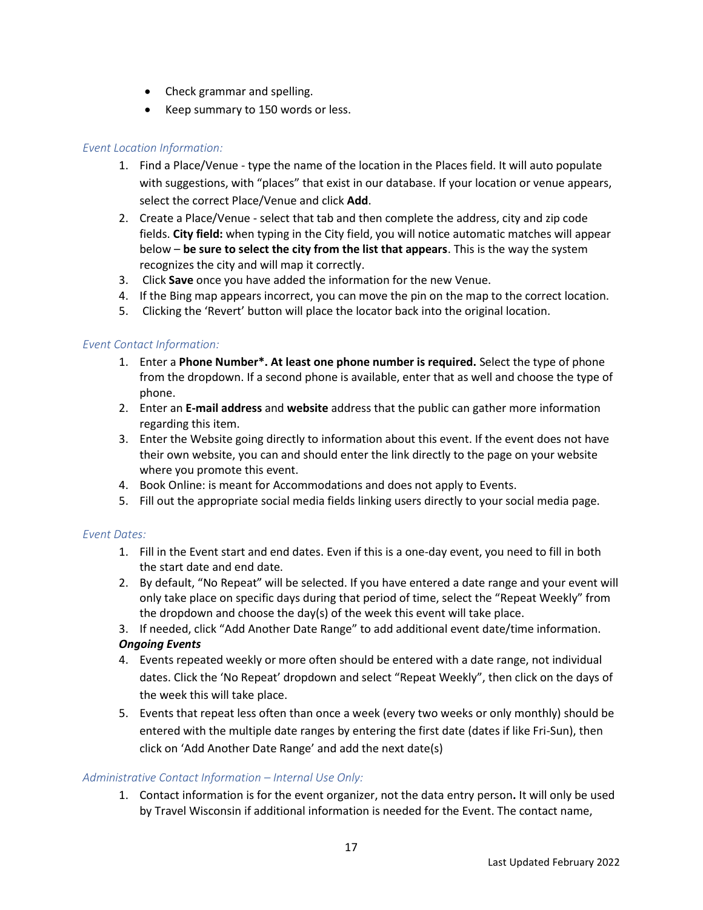- Check grammar and spelling.
- Keep summary to 150 words or less.

*Event Location Information:*

1. Find a Place/Venue - type the name of the location in the Places field. It will auto populate with suggestions, with "places" that exist in our database. If your location or venue appears, select the correct Place/Venue and click **Add**.
2. Create a Place/Venue - select that tab and then complete the address, city and zip code fields. **City field:** when typing in the City field, you will notice automatic matches will appear below – **be sure to select the city from the list that appears**. This is the way the system recognizes the city and will map it correctly.
3. Click **Save** once you have added the information for the new Venue.
4. If the Bing map appears incorrect, you can move the pin on the map to the correct location.
5. Clicking the 'Revert' button will place the locator back into the original location.

*Event Contact Information:*

1. Enter a **Phone Number*. At least one phone number is required.** Select the type of phone from the dropdown. If a second phone is available, enter that as well and choose the type of phone.
2. Enter an **E-mail address** and **website** address that the public can gather more information regarding this item.
3. Enter the Website going directly to information about this event. If the event does not have their own website, you can and should enter the link directly to the page on your website where you promote this event.
4. Book Online: is meant for Accommodations and does not apply to Events.
5. Fill out the appropriate social media fields linking users directly to your social media page.

*Event Dates:*

1. Fill in the Event start and end dates. Even if this is a one-day event, you need to fill in both the start date and end date.
2. By default, "No Repeat" will be selected. If you have entered a date range and your event will only take place on specific days during that period of time, select the "Repeat Weekly" from the dropdown and choose the day(s) of the week this event will take place.
3. If needed, click "Add Another Date Range" to add additional event date/time information.

***Ongoing Events***

4. Events repeated weekly or more often should be entered with a date range, not individual dates. Click the 'No Repeat' dropdown and select "Repeat Weekly", then click on the days of the week this will take place.
5. Events that repeat less often than once a week (every two weeks or only monthly) should be entered with the multiple date ranges by entering the first date (dates if like Fri-Sun), then click on 'Add Another Date Range' and add the next date(s)

*Administrative Contact Information – Internal Use Only:*

1. Contact information is for the event organizer, not the data entry person**.** It will only be used by Travel Wisconsin if additional information is needed for the Event. The contact name,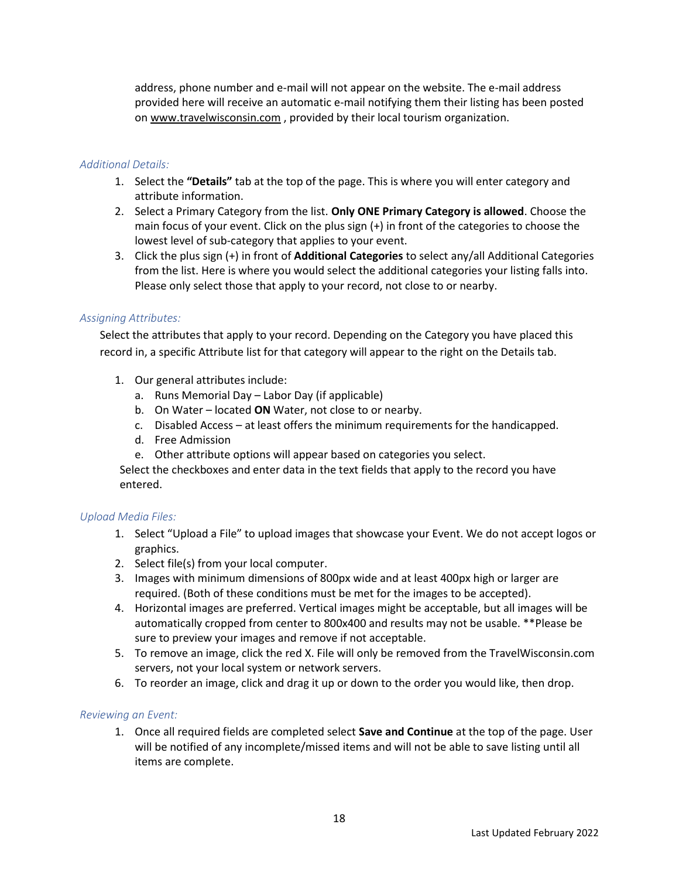address, phone number and e-mail will not appear on the website. The e-mail address provided here will receive an automatic e-mail notifying them their listing has been posted on www.travelwisconsin.com , provided by their local tourism organization.

*Additional Details:*

1. Select the **"Details"** tab at the top of the page. This is where you will enter category and attribute information.
2. Select a Primary Category from the list. **Only ONE Primary Category is allowed**. Choose the main focus of your event. Click on the plus sign (+) in front of the categories to choose the lowest level of sub-category that applies to your event.
3. Click the plus sign (+) in front of **Additional Categories** to select any/all Additional Categories from the list. Here is where you would select the additional categories your listing falls into. Please only select those that apply to your record, not close to or nearby.

*Assigning Attributes:*

Select the attributes that apply to your record. Depending on the Category you have placed this record in, a specific Attribute list for that category will appear to the right on the Details tab.

1. Our general attributes include:
   a. Runs Memorial Day – Labor Day (if applicable)
   b. On Water – located **ON** Water, not close to or nearby.
   c. Disabled Access – at least offers the minimum requirements for the handicapped.
   d. Free Admission
   e. Other attribute options will appear based on categories you select.

   Select the checkboxes and enter data in the text fields that apply to the record you have entered.

*Upload Media Files:*

1. Select "Upload a File" to upload images that showcase your Event. We do not accept logos or graphics.
2. Select file(s) from your local computer.
3. Images with minimum dimensions of 800px wide and at least 400px high or larger are required. (Both of these conditions must be met for the images to be accepted).
4. Horizontal images are preferred. Vertical images might be acceptable, but all images will be automatically cropped from center to 800x400 and results may not be usable. **Please be sure to preview your images and remove if not acceptable.
5. To remove an image, click the red X. File will only be removed from the TravelWisconsin.com servers, not your local system or network servers.
6. To reorder an image, click and drag it up or down to the order you would like, then drop.

*Reviewing an Event:*

1. Once all required fields are completed select **Save and Continue** at the top of the page. User will be notified of any incomplete/missed items and will not be able to save listing until all items are complete.

Last Updated February 2022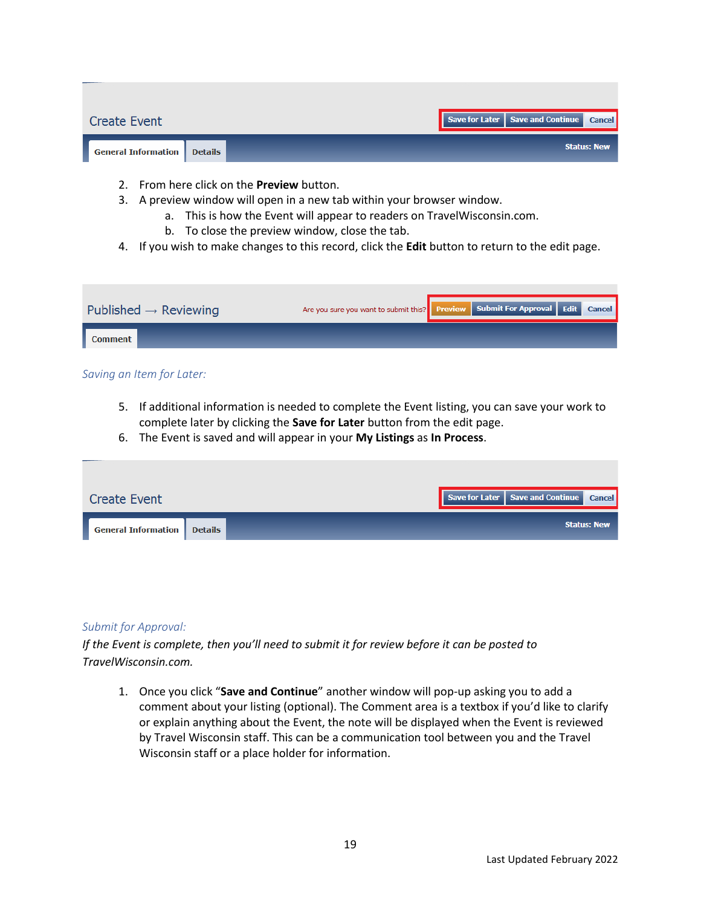2. From here click on the **Preview** button.
3. A preview window will open in a new tab within your browser window.
    a. This is how the Event will appear to readers on TravelWisconsin.com.
    b. To close the preview window, close the tab.
4. If you wish to make changes to this record, click the **Edit** button to return to the edit page.

*Saving an Item for Later:*

5. If additional information is needed to complete the Event listing, you can save your work to complete later by clicking the **Save for Later** button from the edit page.
6. The Event is saved and will appear in your **My Listings** as **In Process**.

*Submit for Approval:*

*If the Event is complete, then you'll need to submit it for review before it can be posted to TravelWisconsin.com.*

1. Once you click "**Save and Continue**" another window will pop-up asking you to add a comment about your listing (optional). The Comment area is a textbox if you'd like to clarify or explain anything about the Event, the note will be displayed when the Event is reviewed by Travel Wisconsin staff. This can be a communication tool between you and the Travel Wisconsin staff or a place holder for information.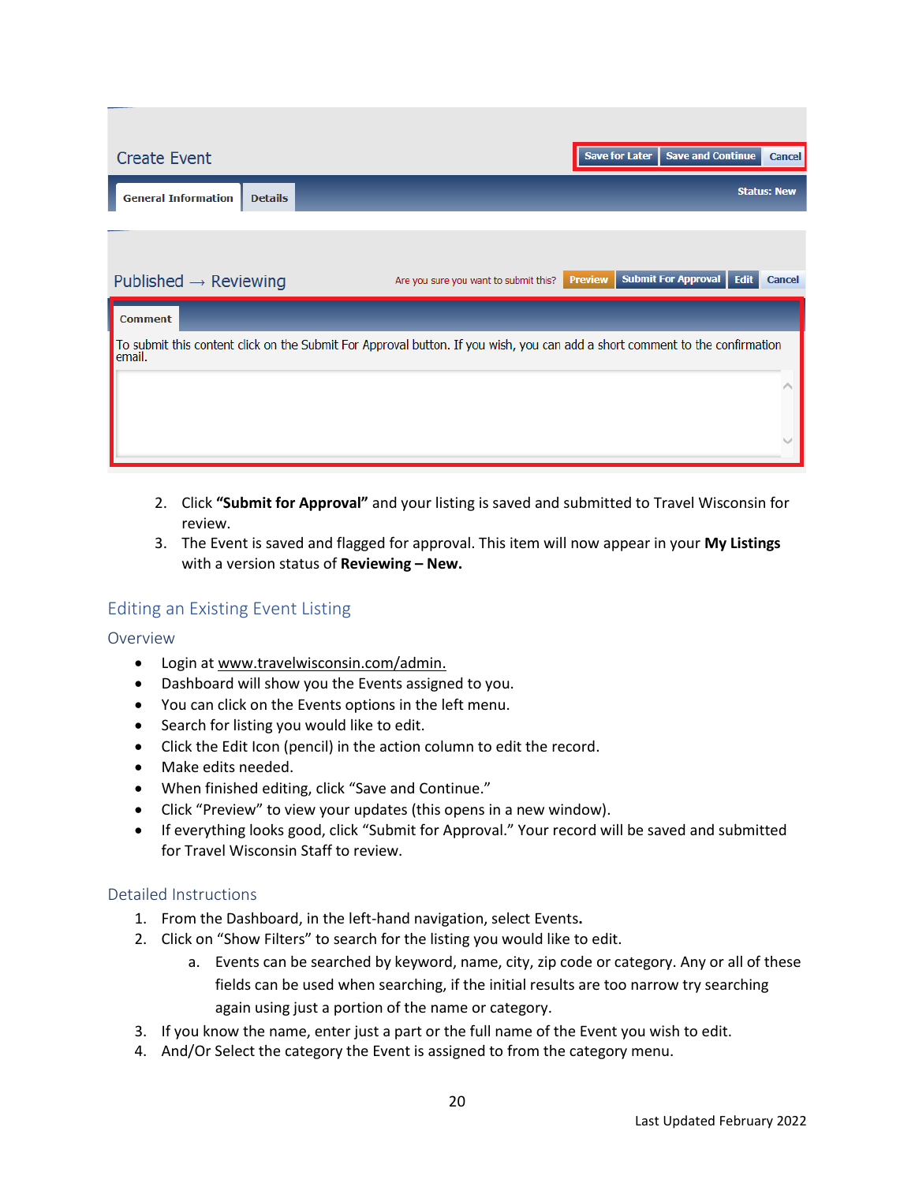2. Click **"Submit for Approval"** and your listing is saved and submitted to Travel Wisconsin for review.
3. The Event is saved and flagged for approval. This item will now appear in your **My Listings** with a version status of **Reviewing – New.**

## Editing an Existing Event Listing

### Overview

- Login at www.travelwisconsin.com/admin.
- Dashboard will show you the Events assigned to you.
- You can click on the Events options in the left menu.
- Search for listing you would like to edit.
- Click the Edit Icon (pencil) in the action column to edit the record.
- Make edits needed.
- When finished editing, click "Save and Continue."
- Click "Preview" to view your updates (this opens in a new window).
- If everything looks good, click "Submit for Approval." Your record will be saved and submitted for Travel Wisconsin Staff to review.

### Detailed Instructions

1. From the Dashboard, in the left-hand navigation, select Events**.**
2. Click on "Show Filters" to search for the listing you would like to edit.
   a. Events can be searched by keyword, name, city, zip code or category. Any or all of these fields can be used when searching, if the initial results are too narrow try searching again using just a portion of the name or category.
3. If you know the name, enter just a part or the full name of the Event you wish to edit.
4. And/Or Select the category the Event is assigned to from the category menu.

Last Updated February 2022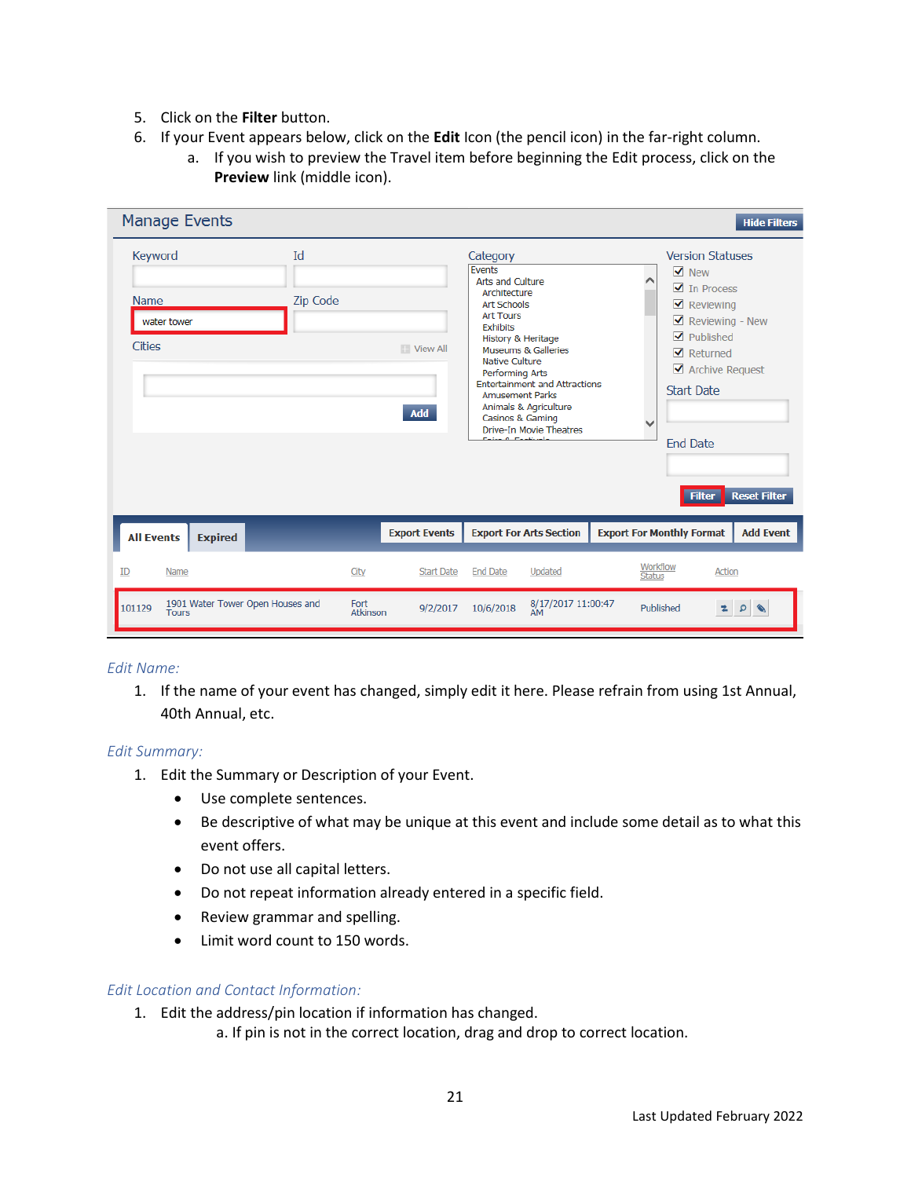5. Click on the **Filter** button.
6. If your Event appears below, click on the **Edit** Icon (the pencil icon) in the far-right column.
    a. If you wish to preview the Travel item before beginning the Edit process, click on the **Preview** link (middle icon).

*Edit Name:*

1. If the name of your event has changed, simply edit it here. Please refrain from using 1st Annual, 40th Annual, etc.

*Edit Summary:*

1. Edit the Summary or Description of your Event.
    - Use complete sentences.
    - Be descriptive of what may be unique at this event and include some detail as to what this event offers.
    - Do not use all capital letters.
    - Do not repeat information already entered in a specific field.
    - Review grammar and spelling.
    - Limit word count to 150 words.

*Edit Location and Contact Information:*

1. Edit the address/pin location if information has changed.
    a. If pin is not in the correct location, drag and drop to correct location.

Last Updated February 2022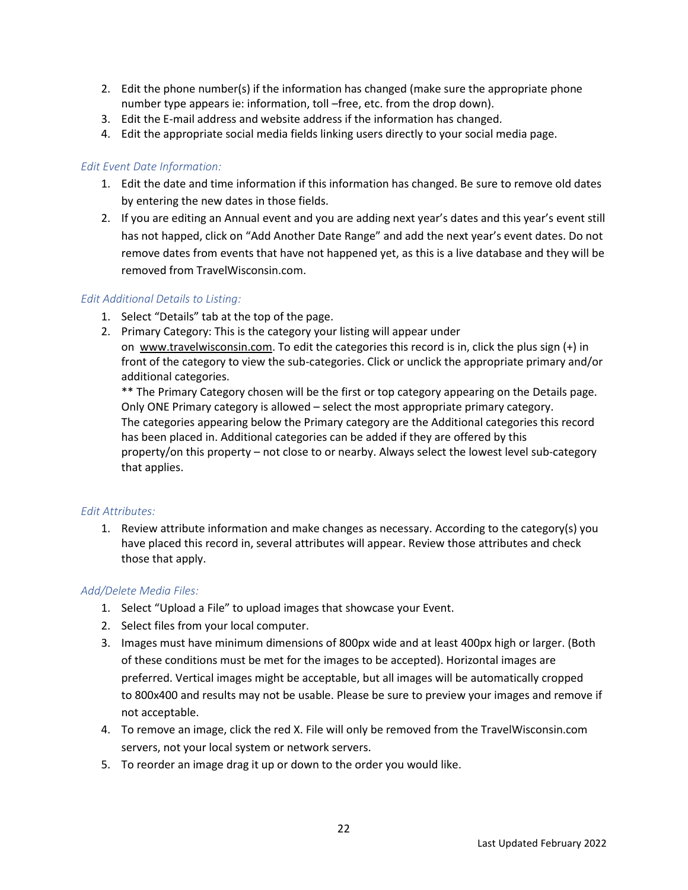2. Edit the phone number(s) if the information has changed (make sure the appropriate phone number type appears ie: information, toll –free, etc. from the drop down).
3. Edit the E-mail address and website address if the information has changed.
4. Edit the appropriate social media fields linking users directly to your social media page.

*Edit Event Date Information:*

1. Edit the date and time information if this information has changed. Be sure to remove old dates by entering the new dates in those fields.
2. If you are editing an Annual event and you are adding next year's dates and this year's event still has not happed, click on "Add Another Date Range" and add the next year's event dates. Do not remove dates from events that have not happened yet, as this is a live database and they will be removed from TravelWisconsin.com.

*Edit Additional Details to Listing:*

1. Select "Details" tab at the top of the page.
2. Primary Category: This is the category your listing will appear under on [www.travelwisconsin.com](http://www.travelwisconsin.com). To edit the categories this record is in, click the plus sign (+) in front of the category to view the sub-categories. Click or unclick the appropriate primary and/or additional categories.
   ** The Primary Category chosen will be the first or top category appearing on the Details page. Only ONE Primary category is allowed – select the most appropriate primary category. The categories appearing below the Primary category are the Additional categories this record has been placed in. Additional categories can be added if they are offered by this property/on this property – not close to or nearby. Always select the lowest level sub-category that applies.

*Edit Attributes:*

1. Review attribute information and make changes as necessary. According to the category(s) you have placed this record in, several attributes will appear. Review those attributes and check those that apply.

*Add/Delete Media Files:*

1. Select "Upload a File" to upload images that showcase your Event.
2. Select files from your local computer.
3. Images must have minimum dimensions of 800px wide and at least 400px high or larger. (Both of these conditions must be met for the images to be accepted). Horizontal images are preferred. Vertical images might be acceptable, but all images will be automatically cropped to 800x400 and results may not be usable. Please be sure to preview your images and remove if not acceptable.
4. To remove an image, click the red X. File will only be removed from the TravelWisconsin.com servers, not your local system or network servers.
5. To reorder an image drag it up or down to the order you would like.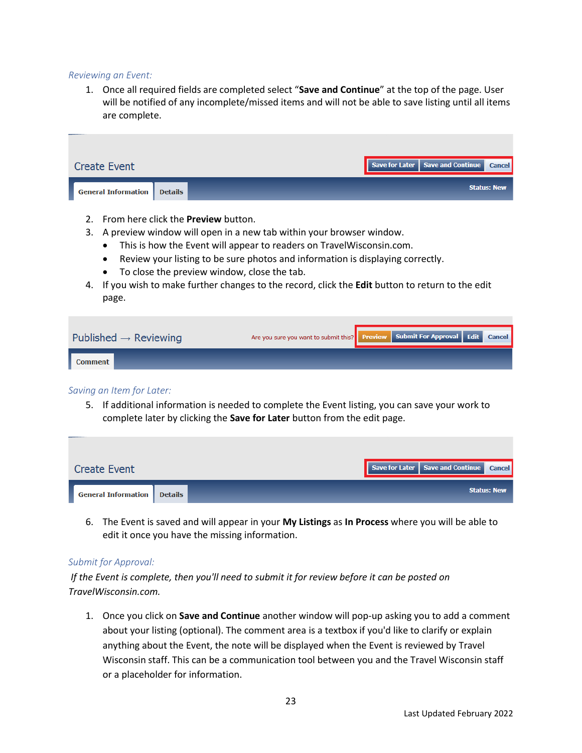*Reviewing an Event:*

1. Once all required fields are completed select "**Save and Continue**" at the top of the page. User will be notified of any incomplete/missed items and will not be able to save listing until all items are complete.

Create Event — Save for Later | Save and Continue | Cancel

General Information | Details — Status: New

2. From here click the **Preview** button.
3. A preview window will open in a new tab within your browser window.
   - This is how the Event will appear to readers on TravelWisconsin.com.
   - Review your listing to be sure photos and information is displaying correctly.
   - To close the preview window, close the tab.
4. If you wish to make further changes to the record, click the **Edit** button to return to the edit page.

Published → Reviewing — Are you sure you want to submit this? Preview | Submit For Approval | Edit | Cancel

Comment

*Saving an Item for Later:*

5. If additional information is needed to complete the Event listing, you can save your work to complete later by clicking the **Save for Later** button from the edit page.

Create Event — Save for Later | Save and Continue | Cancel

General Information | Details — Status: New

6. The Event is saved and will appear in your **My Listings** as **In Process** where you will be able to edit it once you have the missing information.

*Submit for Approval:*

*If the Event is complete, then you'll need to submit it for review before it can be posted on TravelWisconsin.com.*

1. Once you click on **Save and Continue** another window will pop-up asking you to add a comment about your listing (optional). The comment area is a textbox if you'd like to clarify or explain anything about the Event, the note will be displayed when the Event is reviewed by Travel Wisconsin staff. This can be a communication tool between you and the Travel Wisconsin staff or a placeholder for information.

Last Updated February 2022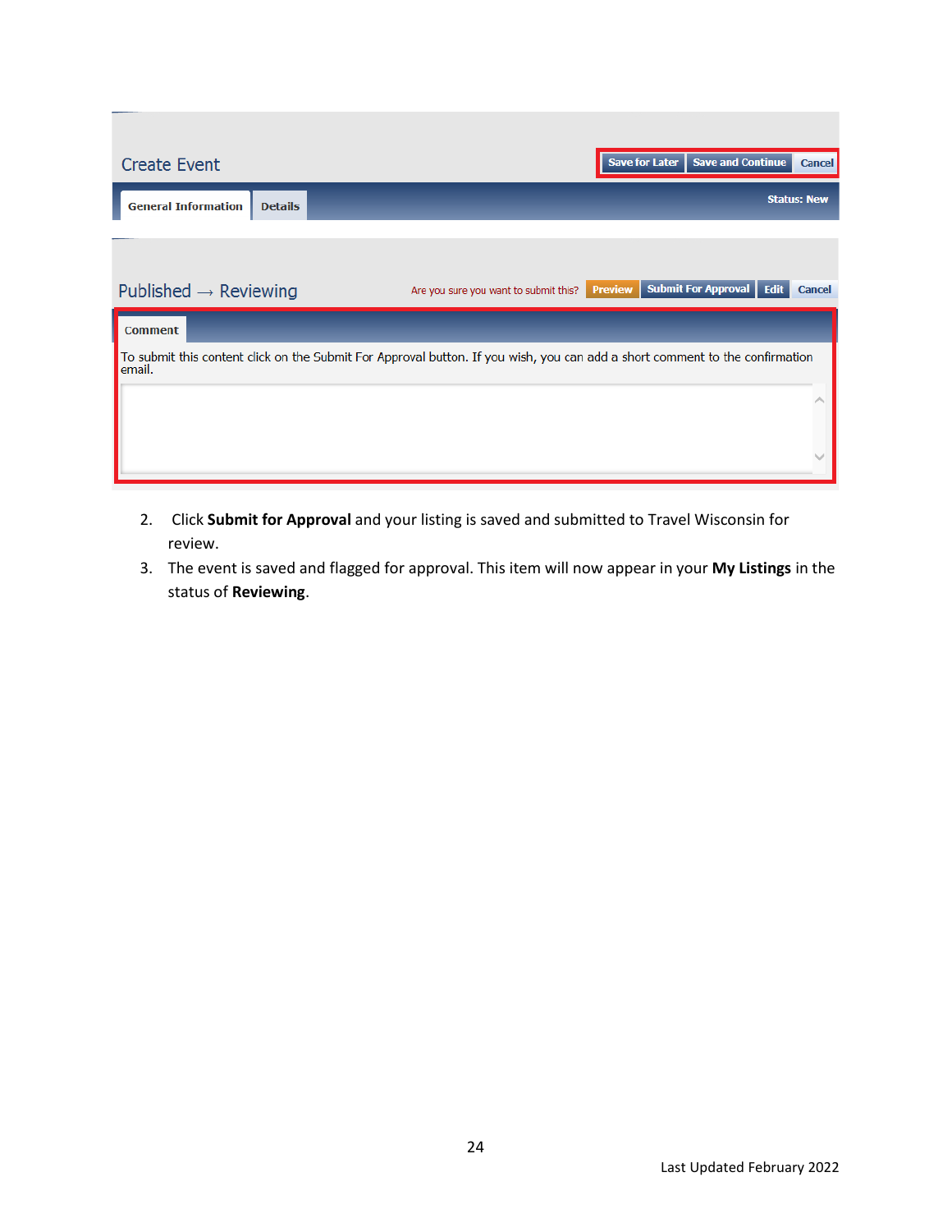Create Event

Save for Later | Save and Continue | Cancel

General Information | Details

Status: New

Published → Reviewing

Are you sure you want to submit this? Preview | Submit For Approval | Edit | Cancel

Comment

To submit this content click on the Submit For Approval button. If you wish, you can add a short comment to the confirmation email.

2. Click **Submit for Approval** and your listing is saved and submitted to Travel Wisconsin for review.
3. The event is saved and flagged for approval. This item will now appear in your **My Listings** in the status of **Reviewing**.

Last Updated February 2022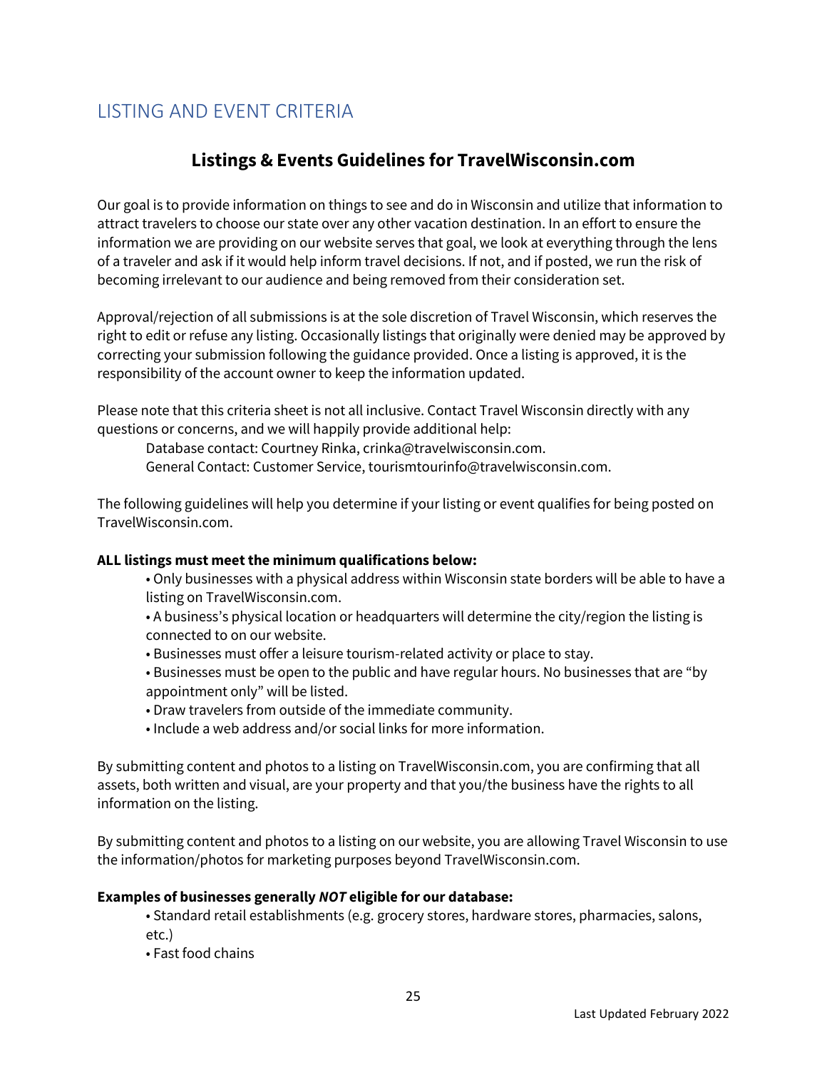## LISTING AND EVENT CRITERIA

### Listings & Events Guidelines for TravelWisconsin.com

Our goal is to provide information on things to see and do in Wisconsin and utilize that information to attract travelers to choose our state over any other vacation destination. In an effort to ensure the information we are providing on our website serves that goal, we look at everything through the lens of a traveler and ask if it would help inform travel decisions. If not, and if posted, we run the risk of becoming irrelevant to our audience and being removed from their consideration set.

Approval/rejection of all submissions is at the sole discretion of Travel Wisconsin, which reserves the right to edit or refuse any listing. Occasionally listings that originally were denied may be approved by correcting your submission following the guidance provided. Once a listing is approved, it is the responsibility of the account owner to keep the information updated.

Please note that this criteria sheet is not all inclusive. Contact Travel Wisconsin directly with any questions or concerns, and we will happily provide additional help:

Database contact: Courtney Rinka, crinka@travelwisconsin.com.
General Contact: Customer Service, tourismtourinfo@travelwisconsin.com.

The following guidelines will help you determine if your listing or event qualifies for being posted on TravelWisconsin.com.

**ALL listings must meet the minimum qualifications below:**

- Only businesses with a physical address within Wisconsin state borders will be able to have a listing on TravelWisconsin.com.
- A business's physical location or headquarters will determine the city/region the listing is connected to on our website.
- Businesses must offer a leisure tourism-related activity or place to stay.
- Businesses must be open to the public and have regular hours. No businesses that are "by appointment only" will be listed.
- Draw travelers from outside of the immediate community.
- Include a web address and/or social links for more information.

By submitting content and photos to a listing on TravelWisconsin.com, you are confirming that all assets, both written and visual, are your property and that you/the business have the rights to all information on the listing.

By submitting content and photos to a listing on our website, you are allowing Travel Wisconsin to use the information/photos for marketing purposes beyond TravelWisconsin.com.

**Examples of businesses generally *NOT* eligible for our database:**

- Standard retail establishments (e.g. grocery stores, hardware stores, pharmacies, salons, etc.)
- Fast food chains

Last Updated February 2022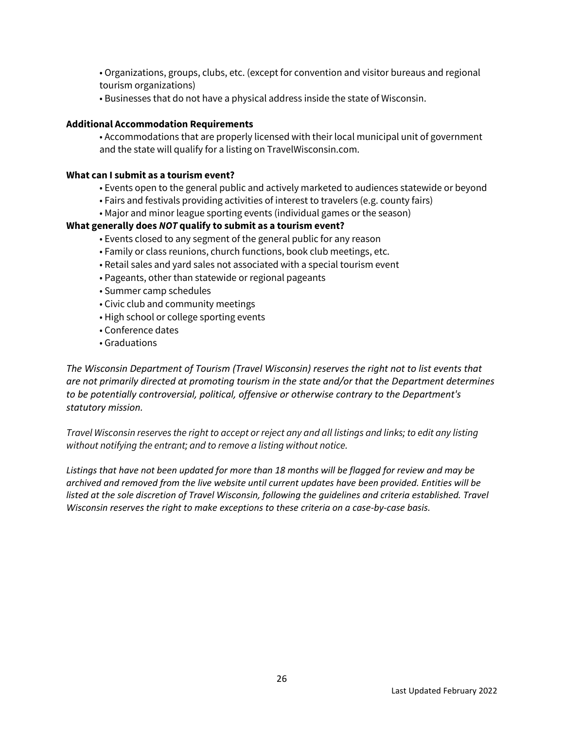- Organizations, groups, clubs, etc. (except for convention and visitor bureaus and regional tourism organizations)
- Businesses that do not have a physical address inside the state of Wisconsin.

**Additional Accommodation Requirements**

- Accommodations that are properly licensed with their local municipal unit of government and the state will qualify for a listing on TravelWisconsin.com.

**What can I submit as a tourism event?**

- Events open to the general public and actively marketed to audiences statewide or beyond
- Fairs and festivals providing activities of interest to travelers (e.g. county fairs)
- Major and minor league sporting events (individual games or the season)

**What generally does *NOT* qualify to submit as a tourism event?**

- Events closed to any segment of the general public for any reason
- Family or class reunions, church functions, book club meetings, etc.
- Retail sales and yard sales not associated with a special tourism event
- Pageants, other than statewide or regional pageants
- Summer camp schedules
- Civic club and community meetings
- High school or college sporting events
- Conference dates
- Graduations

*The Wisconsin Department of Tourism (Travel Wisconsin) reserves the right not to list events that are not primarily directed at promoting tourism in the state and/or that the Department determines to be potentially controversial, political, offensive or otherwise contrary to the Department's statutory mission.*

*Travel Wisconsin reserves the right to accept or reject any and all listings and links; to edit any listing without notifying the entrant; and to remove a listing without notice.*

*Listings that have not been updated for more than 18 months will be flagged for review and may be archived and removed from the live website until current updates have been provided. Entities will be listed at the sole discretion of Travel Wisconsin, following the guidelines and criteria established. Travel Wisconsin reserves the right to make exceptions to these criteria on a case-by-case basis.*

Last Updated February 2022